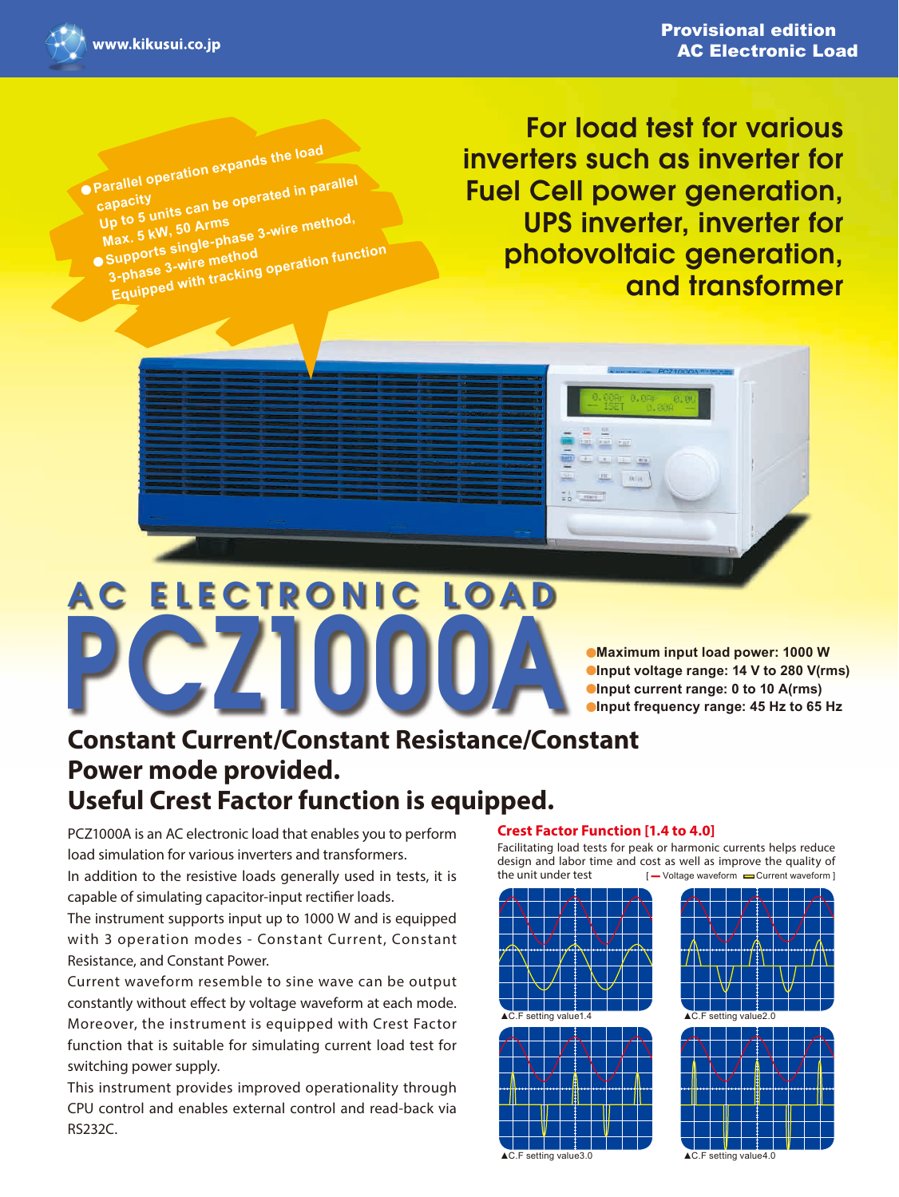Provisional edition
AC Electronic Load

www.kikusui.co.jp

- Parallel operation expands the load capacity
  Up to 5 units can be operated in parallel
  Max. 5 kW, 50 Arms
- Supports single-phase 3-wire method, 3-phase 3-wire method
  Equipped with tracking operation function

## For load test for various inverters such as inverter for Fuel Cell power generation, UPS inverter, inverter for photovoltaic generation, and transformer

# AC ELECTRONIC LOAD PCZ1000A

- Maximum input load power: 1000 W
- Input voltage range: 14 V to 280 V(rms)
- Input current range: 0 to 10 A(rms)
- Input frequency range: 45 Hz to 65 Hz

## Constant Current/Constant Resistance/Constant Power mode provided. Useful Crest Factor function is equipped.

PCZ1000A is an AC electronic load that enables you to perform load simulation for various inverters and transformers.

In addition to the resistive loads generally used in tests, it is capable of simulating capacitor-input rectifier loads.

The instrument supports input up to 1000 W and is equipped with 3 operation modes - Constant Current, Constant Resistance, and Constant Power.

Current waveform resemble to sine wave can be output constantly without effect by voltage waveform at each mode. Moreover, the instrument is equipped with Crest Factor function that is suitable for simulating current load test for switching power supply.

This instrument provides improved operationality through CPU control and enables external control and read-back via RS232C.

### Crest Factor Function [1.4 to 4.0]

Facilitating load tests for peak or harmonic currents helps reduce design and labor time and cost as well as improve the quality of the unit under test [ Voltage waveform  Current waveform ]

▲C.F setting value1.4

▲C.F setting value2.0

▲C.F setting value3.0

▲C.F setting value4.0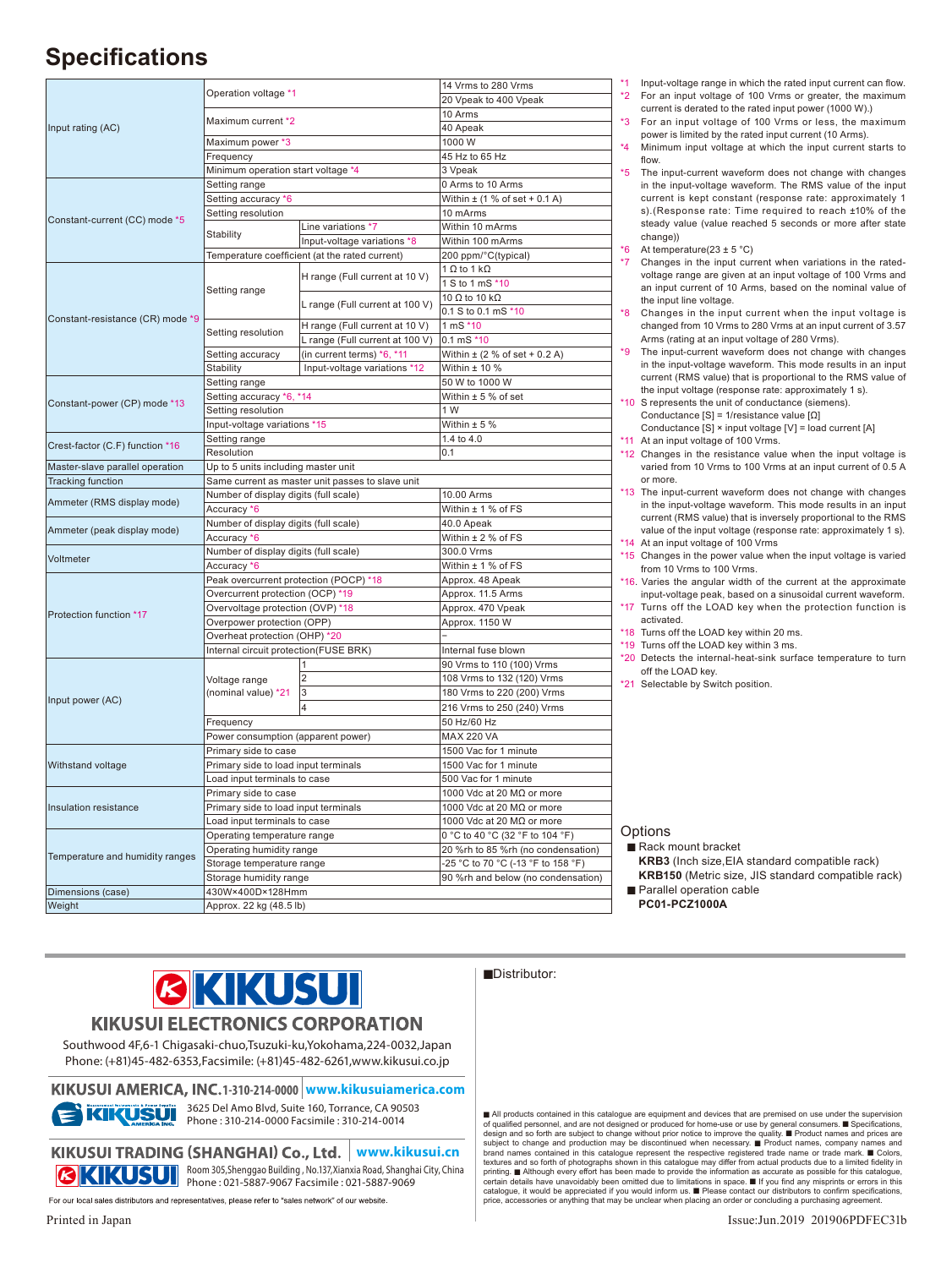# Specifications

| | | | |
|---|---|---|---|
| Input rating (AC) | Operation voltage *1 | | 14 Vrms to 280 Vrms |
| | | | 20 Vpeak to 400 Vpeak |
| | Maximum current *2 | | 10 Arms |
| | | | 40 Apeak |
| | Maximum power *3 | | 1000 W |
| | Frequency | | 45 Hz to 65 Hz |
| | Minimum operation start voltage *4 | | 3 Vpeak |
| Constant-current (CC) mode *5 | Setting range | | 0 Arms to 10 Arms |
| | Setting accuracy *6 | | Within ± (1 % of set + 0.1 A) |
| | Setting resolution | | 10 mArms |
| | Stability | Line variations *7 | Within 10 mArms |
| | | Input-voltage variations *8 | Within 100 mArms |
| | Temperature coefficient (at the rated current) | | 200 ppm/°C(typical) |
| Constant-resistance (CR) mode *9 | Setting range | H range (Full current at 10 V) | 1 Ω to 1 kΩ |
| | | | 1 S to 1 mS *10 |
| | | L range (Full current at 100 V) | 10 Ω to 10 kΩ |
| | | | 0.1 S to 0.1 mS *10 |
| | Setting resolution | H range (Full current at 10 V) | 1 mS *10 |
| | | L range (Full current at 100 V) | 0.1 mS *10 |
| | Setting accuracy | (in current terms) *6, *11 | Within ± (2 % of set + 0.2 A) |
| | Stability | Input-voltage variations *12 | Within ± 10 % |
| Constant-power (CP) mode *13 | Setting range | | 50 W to 1000 W |
| | Setting accuracy *6, *14 | | Within ± 5 % of set |
| | Setting resolution | | 1 W |
| | Input-voltage variations *15 | | Within ± 5 % |
| Crest-factor (C.F) function *16 | Setting range | | 1.4 to 4.0 |
| | Resolution | | 0.1 |
| Master-slave parallel operation | Up to 5 units including master unit | | |
| Tracking function | Same current as master unit passes to slave unit | | |
| Ammeter (RMS display mode) | Number of display digits (full scale) | | 10.00 Arms |
| | Accuracy *6 | | Within ± 1 % of FS |
| Ammeter (peak display mode) | Number of display digits (full scale) | | 40.0 Apeak |
| | Accuracy *6 | | Within ± 2 % of FS |
| Voltmeter | Number of display digits (full scale) | | 300.0 Vrms |
| | Accuracy *6 | | Within ± 1 % of FS |
| Protection function *17 | Peak overcurrent protection (POCP) *18 | | Approx. 48 Apeak |
| | Overcurrent protection (OCP) *19 | | Approx. 11.5 Arms |
| | Overvoltage protection (OVP) *18 | | Approx. 470 Vpeak |
| | Overpower protection (OPP) | | Approx. 1150 W |
| | Overheat protection (OHP) *20 | | – |
| | Internal circuit protection(FUSE BRK) | | Internal fuse blown |
| Input power (AC) | Voltage range (nominal value) *21 | 1 | 90 Vrms to 110 (100) Vrms |
| | | 2 | 108 Vrms to 132 (120) Vrms |
| | | 3 | 180 Vrms to 220 (200) Vrms |
| | | 4 | 216 Vrms to 250 (240) Vrms |
| | Frequency | | 50 Hz/60 Hz |
| | Power consumption (apparent power) | | MAX 220 VA |
| Withstand voltage | Primary side to case | | 1500 Vac for 1 minute |
| | Primary side to load input terminals | | 1500 Vac for 1 minute |
| | Load input terminals to case | | 500 Vac for 1 minute |
| Insulation resistance | Primary side to case | | 1000 Vdc at 20 MΩ or more |
| | Primary side to load input terminals | | 1000 Vdc at 20 MΩ or more |
| | Load input terminals to case | | 1000 Vdc at 20 MΩ or more |
| Temperature and humidity ranges | Operating temperature range | | 0 °C to 40 °C (32 °F to 104 °F) |
| | Operating humidity range | | 20 %rh to 85 %rh (no condensation) |
| | Storage temperature range | | -25 °C to 70 °C (-13 °F to 158 °F) |
| | Storage humidity range | | 90 %rh and below (no condensation) |
| Dimensions (case) | 430W×400D×128Hmm | | |
| Weight | Approx. 22 kg (48.5 lb) | | |

*1 Input-voltage range in which the rated input current can flow.
*2 For an input voltage of 100 Vrms or greater, the maximum current is derated to the rated input power (1000 W).)
*3 For an input voltage of 100 Vrms or less, the maximum power is limited by the rated input current (10 Arms).
*4 Minimum input voltage at which the input current starts to flow.
*5 The input-current waveform does not change with changes in the input-voltage waveform. The RMS value of the input current is kept constant (response rate: approximately 1 s).(Response rate: Time required to reach ±10% of the steady value (value reached 5 seconds or more after state change))
*6 At temperature(23 ± 5 °C)
*7 Changes in the input current when variations in the rated-voltage range are given at an input voltage of 100 Vrms and an input current of 10 Arms, based on the nominal value of the input line voltage.
*8 Changes in the input current when the input voltage is changed from 10 Vrms to 280 Vrms at an input current of 3.57 Arms (rating at an input voltage of 280 Vrms).
*9 The input-current waveform does not change with changes in the input-voltage waveform. This mode results in an input current (RMS value) that is proportional to the RMS value of the input voltage (response rate: approximately 1 s).
*10 S represents the unit of conductance (siemens).
Conductance [S] = 1/resistance value [Ω]
Conductance [S] × input voltage [V] = load current [A]
*11 At an input voltage of 100 Vrms.
*12 Changes in the resistance value when the input voltage is varied from 10 Vrms to 100 Vrms at an input current of 0.5 A or more.
*13 The input-current waveform does not change with changes in the input-voltage waveform. This mode results in an input current (RMS value) that is inversely proportional to the RMS value of the input voltage (response rate: approximately 1 s).
*14 At an input voltage of 100 Vrms
*15 Changes in the power value when the input voltage is varied from 10 Vrms to 100 Vrms.
*16. Varies the angular width of the current at the approximate input-voltage peak, based on a sinusoidal current waveform.
*17 Turns off the LOAD key when the protection function is activated.
*18 Turns off the LOAD key within 20 ms.
*19 Turns off the LOAD key within 3 ms.
*20 Detects the internal-heat-sink surface temperature to turn off the LOAD key.
*21 Selectable by Switch position.

## Options

- Rack mount bracket
  **KRB3** (Inch size,EIA standard compatible rack)
  **KRB150** (Metric size, JIS standard compatible rack)
- Parallel operation cable
  **PC01-PCZ1000A**

KIKUSUI

**KIKUSUI ELECTRONICS CORPORATION**
Southwood 4F,6-1 Chigasaki-chuo,Tsuzuki-ku,Yokohama,224-0032,Japan
Phone: (+81)45-482-6353,Facsimile: (+81)45-482-6261,www.kikusui.co.jp

**KIKUSUI AMERICA, INC.** 1-310-214-0000 www.kikusuiamerica.com
3625 Del Amo Blvd, Suite 160, Torrance, CA 90503
Phone : 310-214-0000 Facsimile : 310-214-0014

**KIKUSUI TRADING (SHANGHAI) Co., Ltd.** www.kikusui.cn
Room 305,Shenggao Building , No.137,Xianxia Road, Shanghai City, China
Phone : 021-5887-9067 Facsimile : 021-5887-9069

For our local sales distributors and representatives, please refer to "sales network" of our website.

■Distributor:

■ All products contained in this catalogue are equipment and devices that are premised on use under the supervision of qualified personnel, and are not designed or produced for home-use or use by general consumers. ■ Specifications, design and so forth are subject to change without prior notice to improve the quality. ■ Product names and prices are subject to change and production may be discontinued when necessary. ■ Product names, company names and brand names contained in this catalogue represent the respective registered trade name or trade mark. ■ Colors, textures and so forth of photographs shown in this catalogue may differ from actual products due to a limited fidelity in printing. ■ Although every effort has been made to provide the information as accurate as possible for this catalogue, certain details have unavoidably been omitted due to limitations in space. ■ If you find any misprints or errors in this catalogue, it would be appreciated if you would inform us. ■ Please contact our distributors to confirm specifications, price, accessories or anything that may be unclear when placing an order or concluding a purchasing agreement.

Printed in Japan

Issue:Jun.2019 201906PDFEC31b